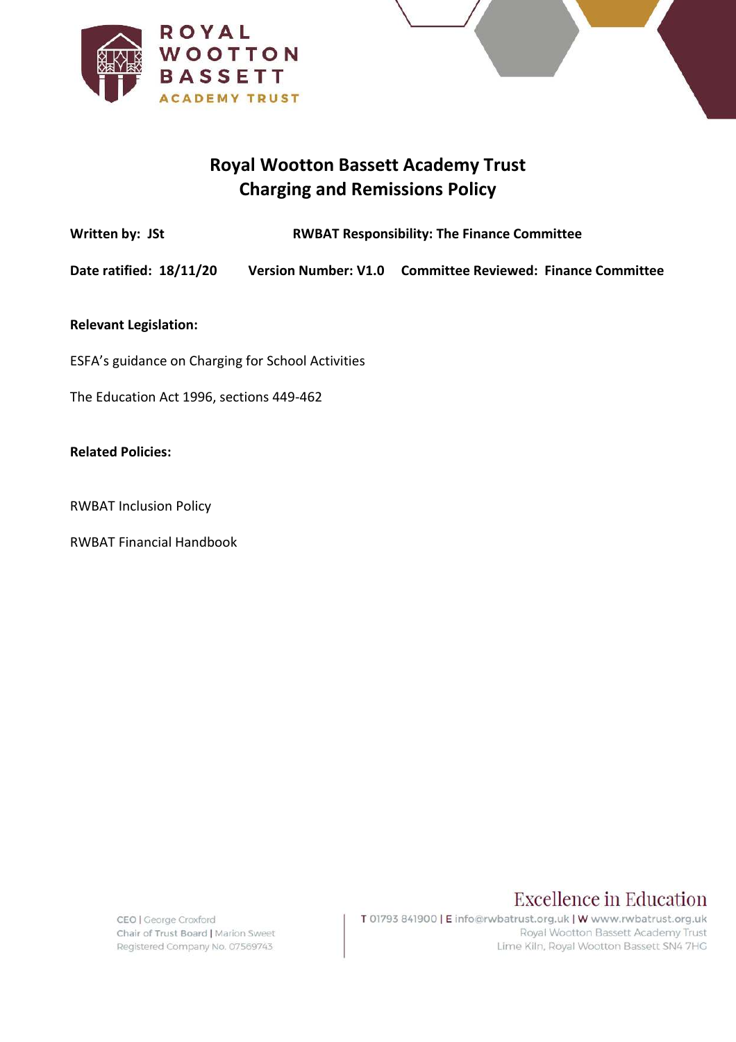# Royal Wootton Bassett Academy Trust
# Charging and Remissions Policy

**Written by: JSt** **RWBAT Responsibility: The Finance Committee**

**Date ratified: 18/11/20** **Version Number: V1.0** **Committee Reviewed: Finance Committee**

**Relevant Legislation:**

ESFA's guidance on Charging for School Activities

The Education Act 1996, sections 449-462

**Related Policies:**

RWBAT Inclusion Policy

RWBAT Financial Handbook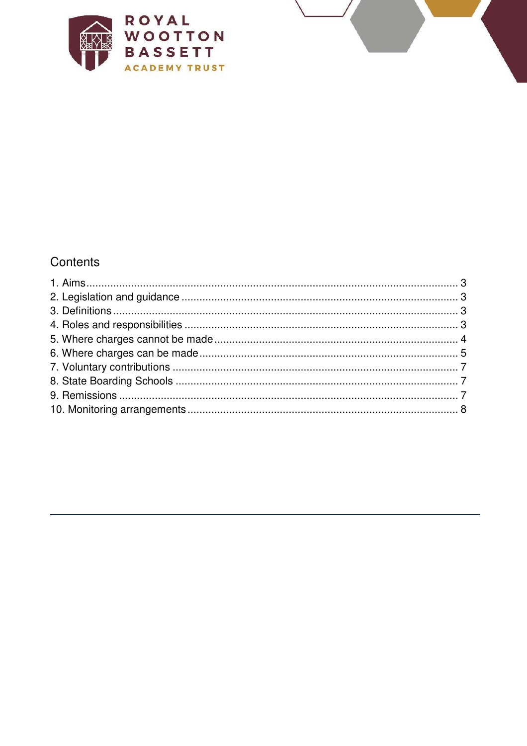## Contents

1. Aims .......... 3
2. Legislation and guidance .......... 3
3. Definitions .......... 3
4. Roles and responsibilities .......... 3
5. Where charges cannot be made .......... 4
6. Where charges can be made .......... 5
7. Voluntary contributions .......... 7
8. State Boarding Schools .......... 7
9. Remissions .......... 7
10. Monitoring arrangements .......... 8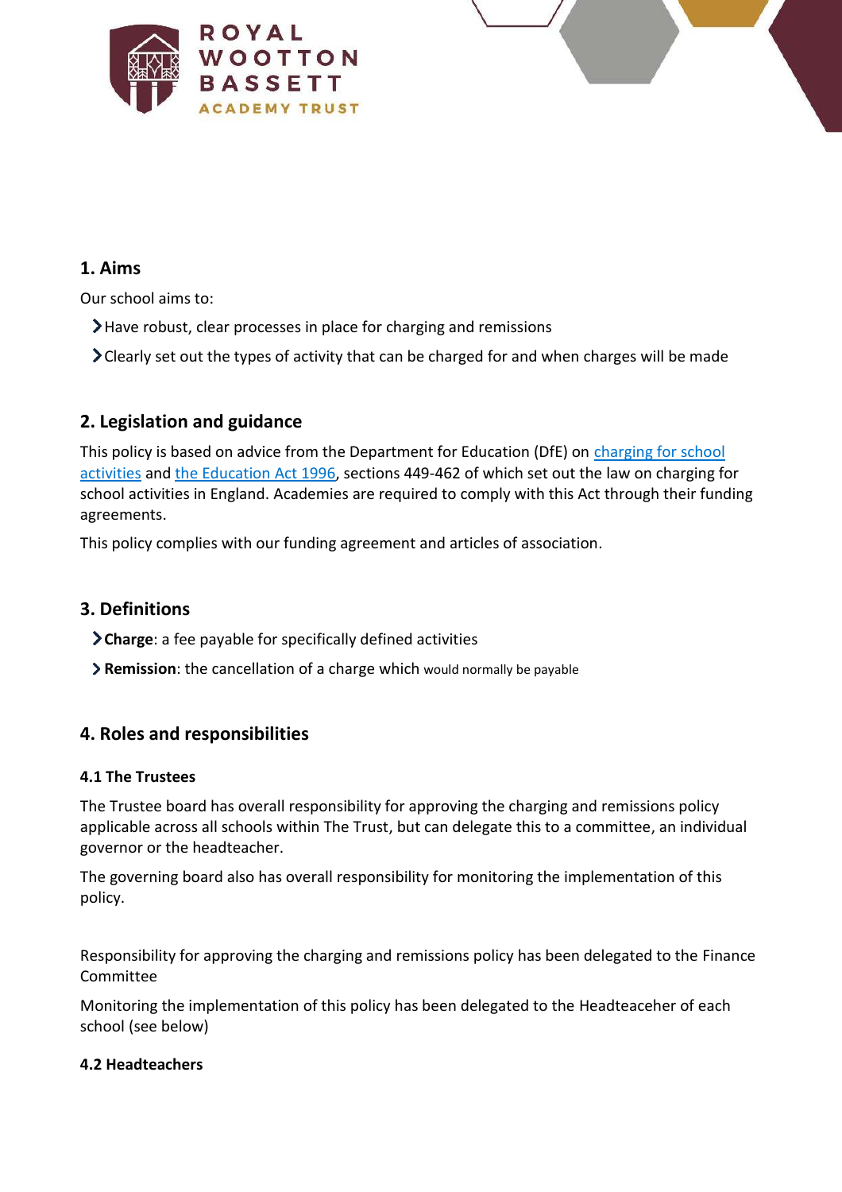## 1. Aims

Our school aims to:

- Have robust, clear processes in place for charging and remissions
- Clearly set out the types of activity that can be charged for and when charges will be made

## 2. Legislation and guidance

This policy is based on advice from the Department for Education (DfE) on [charging for school activities](#) and [the Education Act 1996](#), sections 449-462 of which set out the law on charging for school activities in England. Academies are required to comply with this Act through their funding agreements.

This policy complies with our funding agreement and articles of association.

## 3. Definitions

- **Charge**: a fee payable for specifically defined activities
- **Remission**: the cancellation of a charge which would normally be payable

## 4. Roles and responsibilities

### 4.1 The Trustees

The Trustee board has overall responsibility for approving the charging and remissions policy applicable across all schools within The Trust, but can delegate this to a committee, an individual governor or the headteacher.

The governing board also has overall responsibility for monitoring the implementation of this policy.

Responsibility for approving the charging and remissions policy has been delegated to the Finance Committee

Monitoring the implementation of this policy has been delegated to the Headteaceher of each school (see below)

### 4.2 Headteachers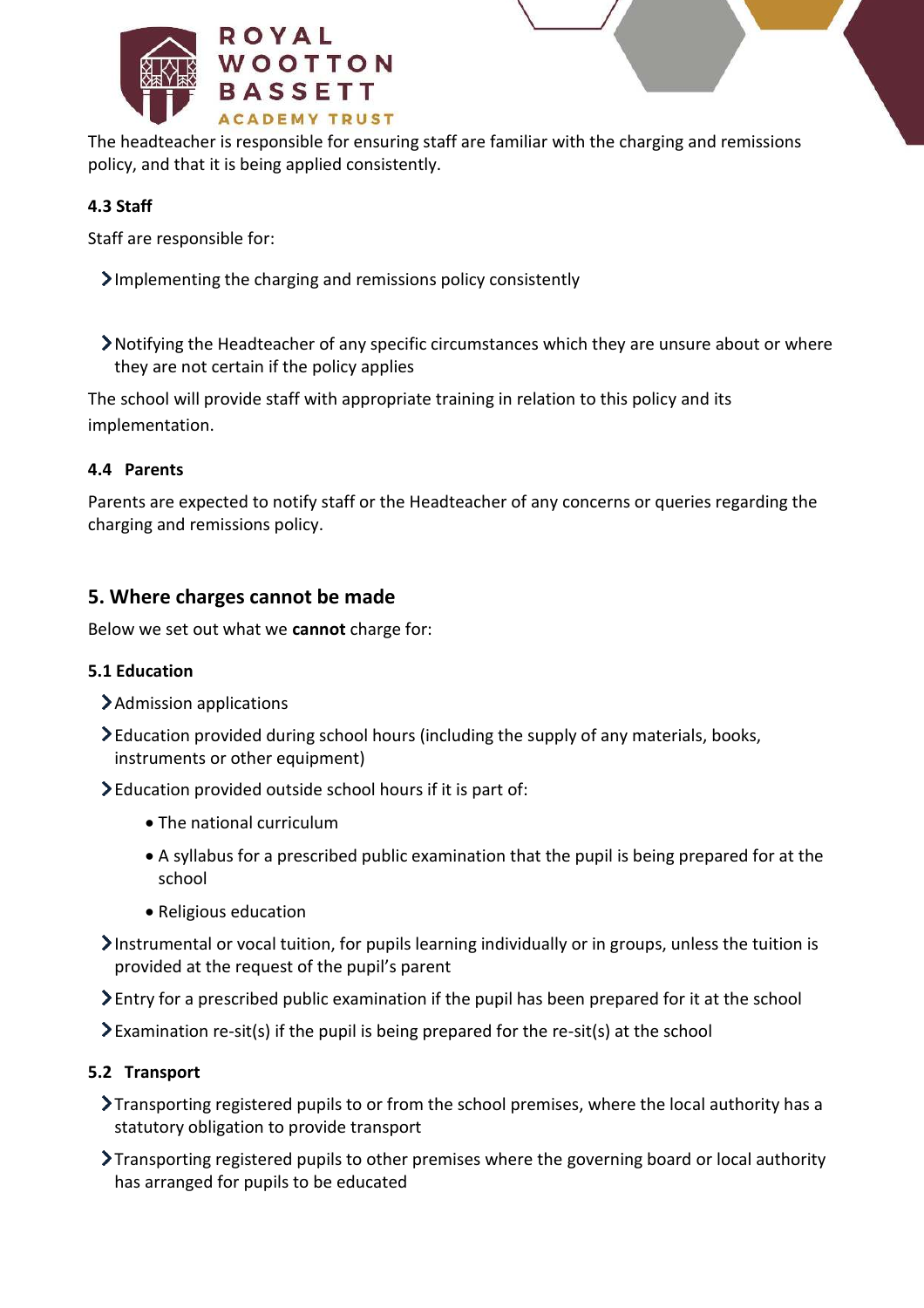The headteacher is responsible for ensuring staff are familiar with the charging and remissions policy, and that it is being applied consistently.

#### 4.3 Staff

Staff are responsible for:

- Implementing the charging and remissions policy consistently
- Notifying the Headteacher of any specific circumstances which they are unsure about or where they are not certain if the policy applies

The school will provide staff with appropriate training in relation to this policy and its implementation.

#### 4.4 Parents

Parents are expected to notify staff or the Headteacher of any concerns or queries regarding the charging and remissions policy.

## 5. Where charges cannot be made

Below we set out what we **cannot** charge for:

#### 5.1 Education

- Admission applications
- Education provided during school hours (including the supply of any materials, books, instruments or other equipment)
- Education provided outside school hours if it is part of:
  - The national curriculum
  - A syllabus for a prescribed public examination that the pupil is being prepared for at the school
  - Religious education
- Instrumental or vocal tuition, for pupils learning individually or in groups, unless the tuition is provided at the request of the pupil's parent
- Entry for a prescribed public examination if the pupil has been prepared for it at the school
- Examination re-sit(s) if the pupil is being prepared for the re-sit(s) at the school

#### 5.2 Transport

- Transporting registered pupils to or from the school premises, where the local authority has a statutory obligation to provide transport
- Transporting registered pupils to other premises where the governing board or local authority has arranged for pupils to be educated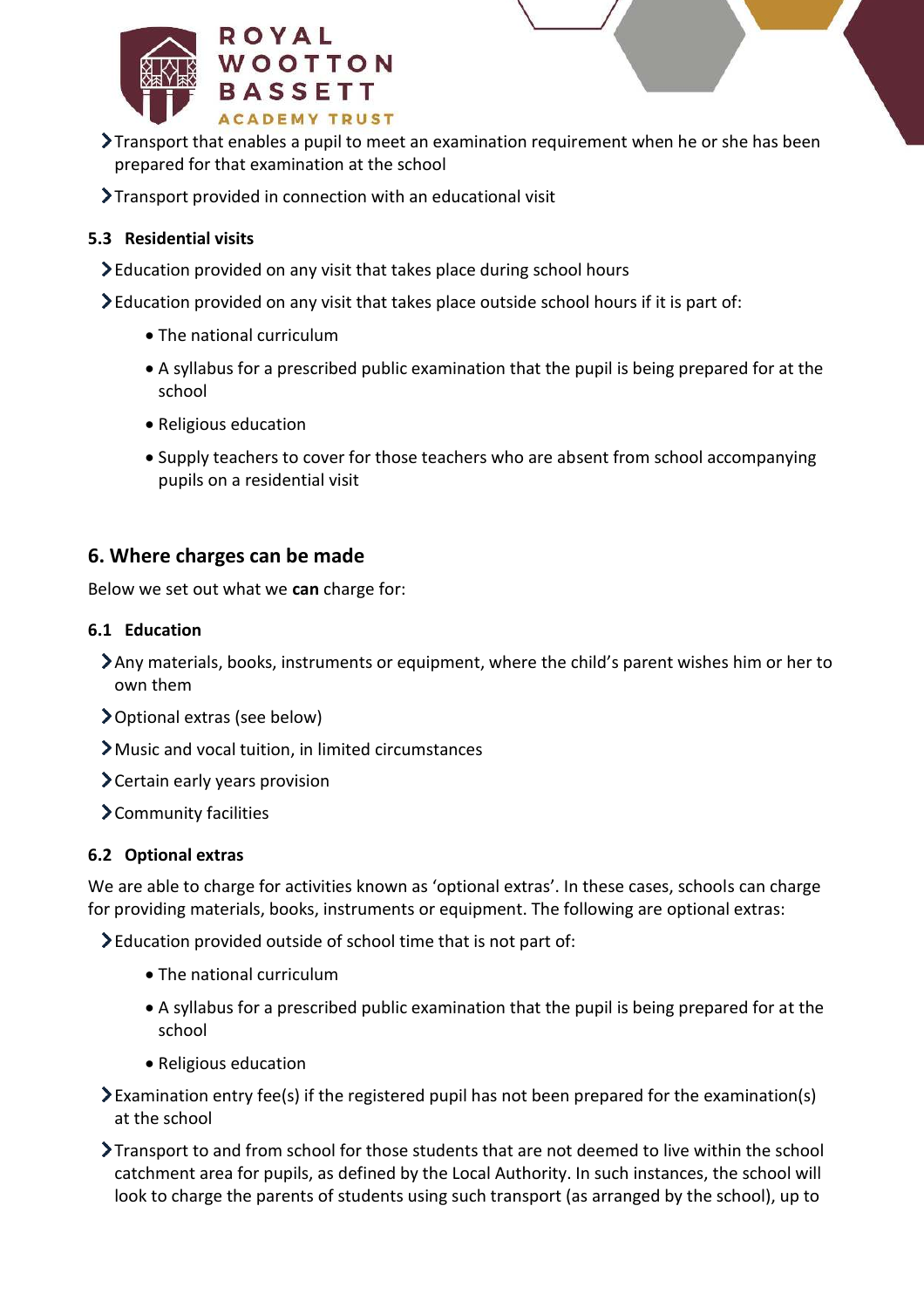- Transport that enables a pupil to meet an examination requirement when he or she has been prepared for that examination at the school
- Transport provided in connection with an educational visit

### 5.3 Residential visits

- Education provided on any visit that takes place during school hours
- Education provided on any visit that takes place outside school hours if it is part of:
    - The national curriculum
    - A syllabus for a prescribed public examination that the pupil is being prepared for at the school
    - Religious education
    - Supply teachers to cover for those teachers who are absent from school accompanying pupils on a residential visit

## 6. Where charges can be made

Below we set out what we **can** charge for:

### 6.1 Education

- Any materials, books, instruments or equipment, where the child's parent wishes him or her to own them
- Optional extras (see below)
- Music and vocal tuition, in limited circumstances
- Certain early years provision
- Community facilities

### 6.2 Optional extras

We are able to charge for activities known as 'optional extras'. In these cases, schools can charge for providing materials, books, instruments or equipment. The following are optional extras:

- Education provided outside of school time that is not part of:
    - The national curriculum
    - A syllabus for a prescribed public examination that the pupil is being prepared for at the school
    - Religious education
- Examination entry fee(s) if the registered pupil has not been prepared for the examination(s) at the school
- Transport to and from school for those students that are not deemed to live within the school catchment area for pupils, as defined by the Local Authority. In such instances, the school will look to charge the parents of students using such transport (as arranged by the school), up to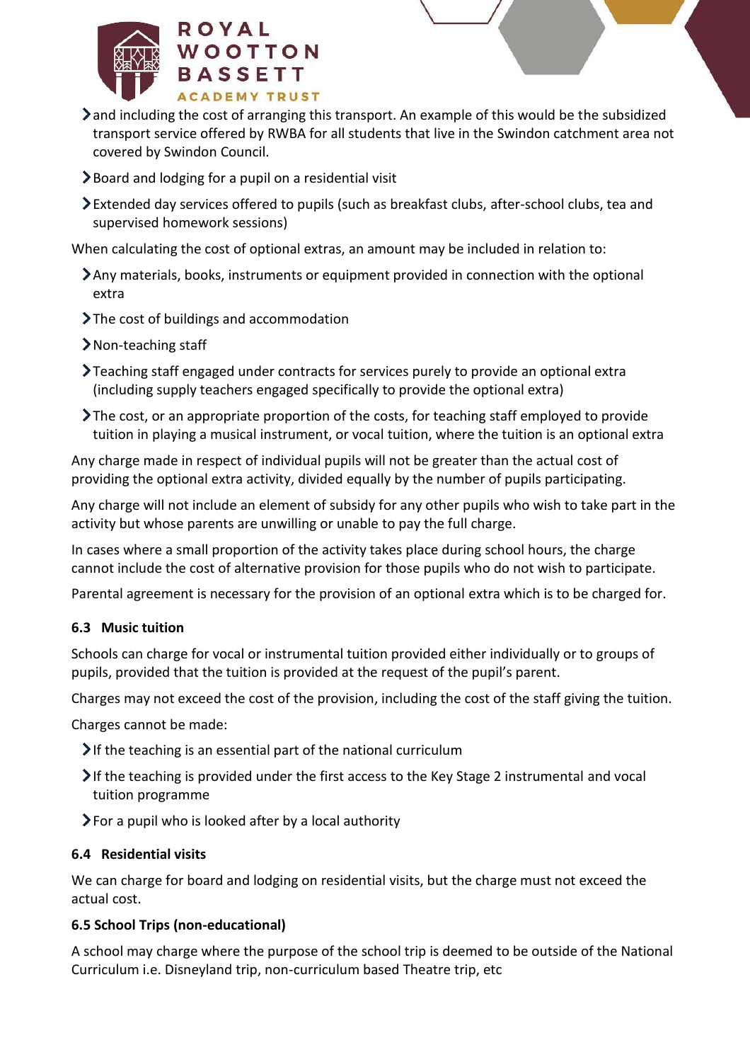- and including the cost of arranging this transport. An example of this would be the subsidized transport service offered by RWBA for all students that live in the Swindon catchment area not covered by Swindon Council.
- Board and lodging for a pupil on a residential visit
- Extended day services offered to pupils (such as breakfast clubs, after-school clubs, tea and supervised homework sessions)

When calculating the cost of optional extras, an amount may be included in relation to:

- Any materials, books, instruments or equipment provided in connection with the optional extra
- The cost of buildings and accommodation
- Non-teaching staff
- Teaching staff engaged under contracts for services purely to provide an optional extra (including supply teachers engaged specifically to provide the optional extra)
- The cost, or an appropriate proportion of the costs, for teaching staff employed to provide tuition in playing a musical instrument, or vocal tuition, where the tuition is an optional extra

Any charge made in respect of individual pupils will not be greater than the actual cost of providing the optional extra activity, divided equally by the number of pupils participating.

Any charge will not include an element of subsidy for any other pupils who wish to take part in the activity but whose parents are unwilling or unable to pay the full charge.

In cases where a small proportion of the activity takes place during school hours, the charge cannot include the cost of alternative provision for those pupils who do not wish to participate.

Parental agreement is necessary for the provision of an optional extra which is to be charged for.

### 6.3 Music tuition

Schools can charge for vocal or instrumental tuition provided either individually or to groups of pupils, provided that the tuition is provided at the request of the pupil's parent.

Charges may not exceed the cost of the provision, including the cost of the staff giving the tuition.

Charges cannot be made:

- If the teaching is an essential part of the national curriculum
- If the teaching is provided under the first access to the Key Stage 2 instrumental and vocal tuition programme
- For a pupil who is looked after by a local authority

### 6.4 Residential visits

We can charge for board and lodging on residential visits, but the charge must not exceed the actual cost.

### 6.5 School Trips (non-educational)

A school may charge where the purpose of the school trip is deemed to be outside of the National Curriculum i.e. Disneyland trip, non-curriculum based Theatre trip, etc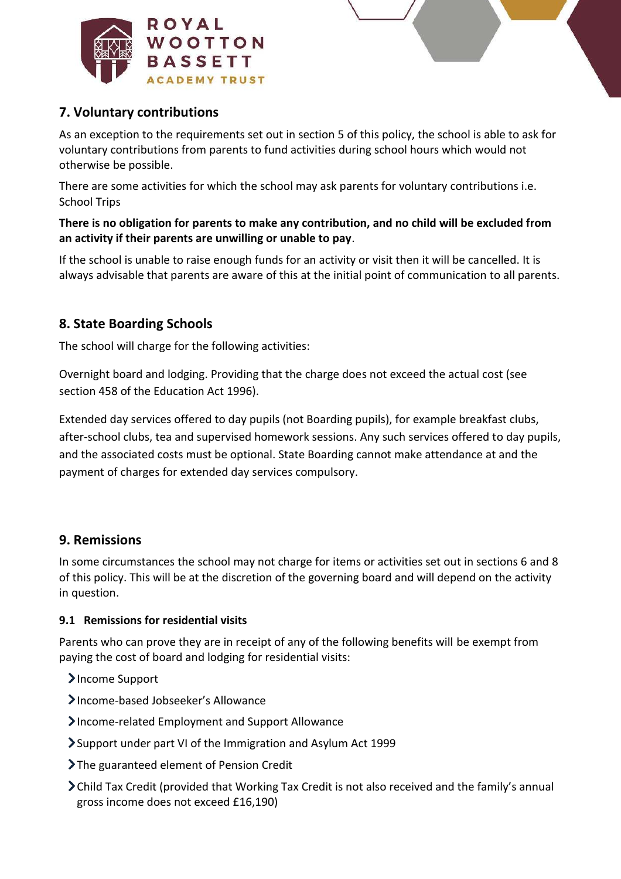## 7. Voluntary contributions

As an exception to the requirements set out in section 5 of this policy, the school is able to ask for voluntary contributions from parents to fund activities during school hours which would not otherwise be possible.

There are some activities for which the school may ask parents for voluntary contributions i.e. School Trips

**There is no obligation for parents to make any contribution, and no child will be excluded from an activity if their parents are unwilling or unable to pay**.

If the school is unable to raise enough funds for an activity or visit then it will be cancelled. It is always advisable that parents are aware of this at the initial point of communication to all parents.

## 8. State Boarding Schools

The school will charge for the following activities:

Overnight board and lodging. Providing that the charge does not exceed the actual cost (see section 458 of the Education Act 1996).

Extended day services offered to day pupils (not Boarding pupils), for example breakfast clubs, after-school clubs, tea and supervised homework sessions. Any such services offered to day pupils, and the associated costs must be optional. State Boarding cannot make attendance at and the payment of charges for extended day services compulsory.

## 9. Remissions

In some circumstances the school may not charge for items or activities set out in sections 6 and 8 of this policy. This will be at the discretion of the governing board and will depend on the activity in question.

### 9.1 Remissions for residential visits

Parents who can prove they are in receipt of any of the following benefits will be exempt from paying the cost of board and lodging for residential visits:

- Income Support
- Income-based Jobseeker's Allowance
- Income-related Employment and Support Allowance
- Support under part VI of the Immigration and Asylum Act 1999
- The guaranteed element of Pension Credit
- Child Tax Credit (provided that Working Tax Credit is not also received and the family's annual gross income does not exceed £16,190)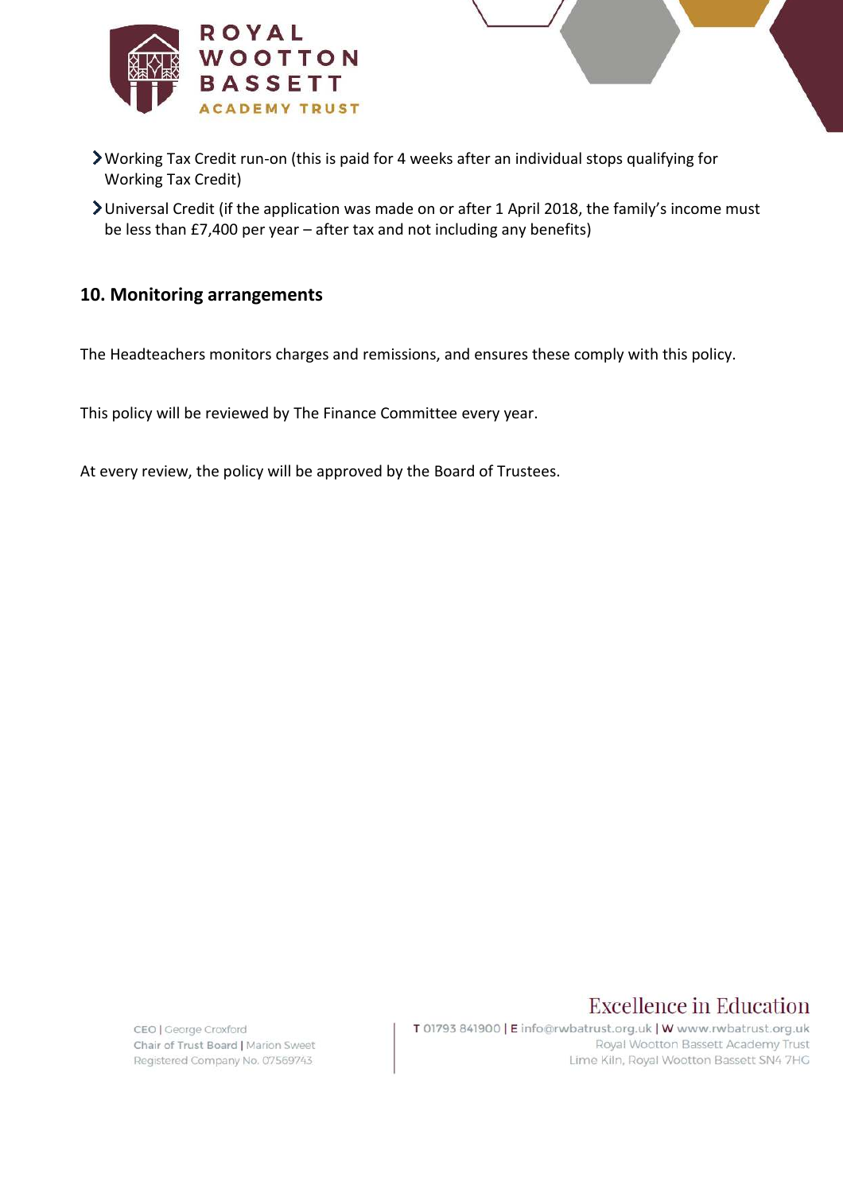- Working Tax Credit run-on (this is paid for 4 weeks after an individual stops qualifying for Working Tax Credit)
- Universal Credit (if the application was made on or after 1 April 2018, the family's income must be less than £7,400 per year – after tax and not including any benefits)

## 10. Monitoring arrangements

The Headteachers monitors charges and remissions, and ensures these comply with this policy.

This policy will be reviewed by The Finance Committee every year.

At every review, the policy will be approved by the Board of Trustees.